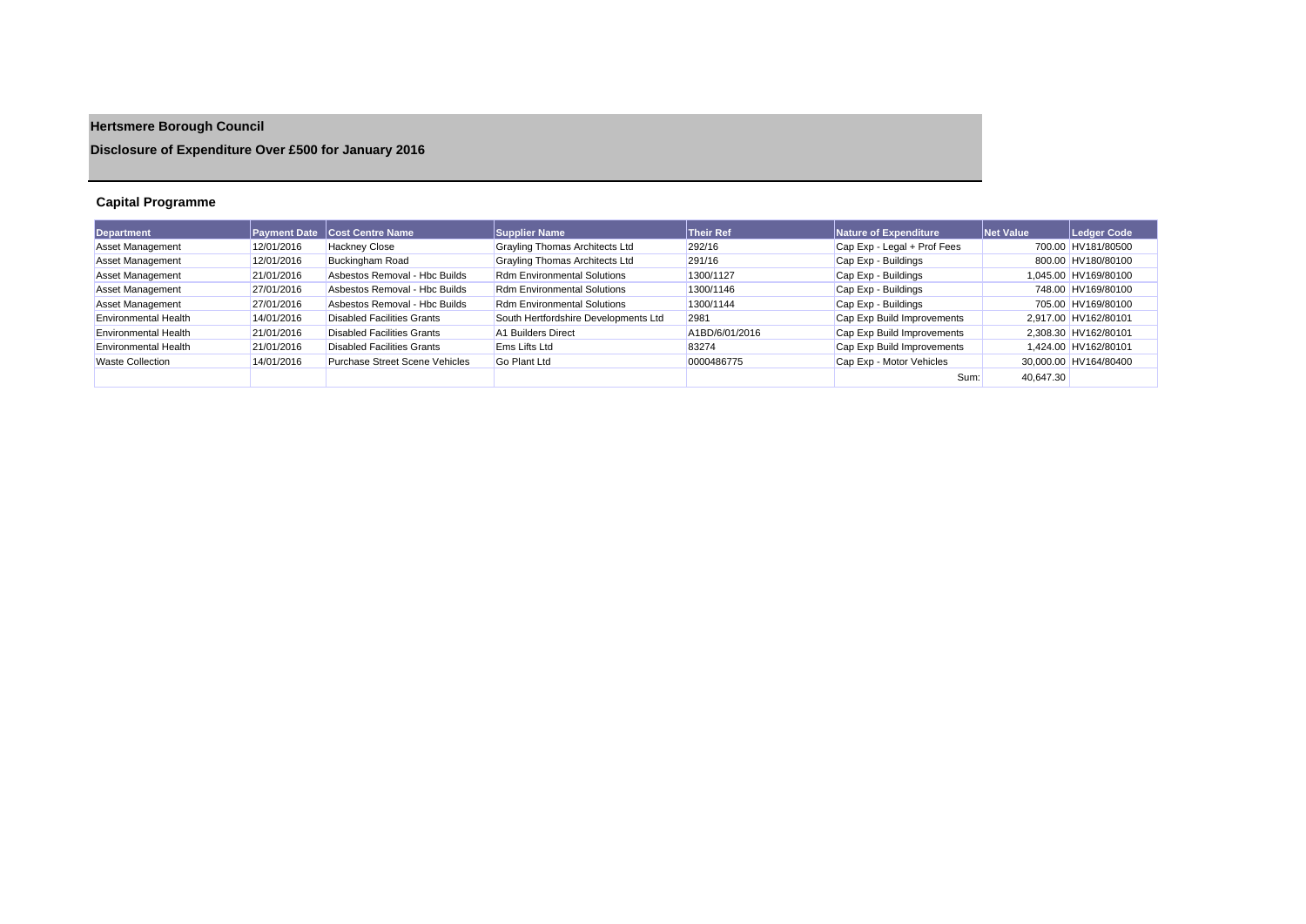# Hertsmere Borough Council

## Disclosure of Expenditure Over £500 for January 2016

### Capital Programme

| Department | Payment Date | Cost Centre Name | Supplier Name | Their Ref | Nature of Expenditure | Net Value | Ledger Code |
|---|---|---|---|---|---|---|---|
| Asset Management | 12/01/2016 | Hackney Close | Grayling Thomas Architects Ltd | 292/16 | Cap Exp - Legal + Prof Fees | 700.00 | HV181/80500 |
| Asset Management | 12/01/2016 | Buckingham Road | Grayling Thomas Architects Ltd | 291/16 | Cap Exp - Buildings | 800.00 | HV180/80100 |
| Asset Management | 21/01/2016 | Asbestos Removal - Hbc Builds | Rdm Environmental Solutions | 1300/1127 | Cap Exp - Buildings | 1,045.00 | HV169/80100 |
| Asset Management | 27/01/2016 | Asbestos Removal - Hbc Builds | Rdm Environmental Solutions | 1300/1146 | Cap Exp - Buildings | 748.00 | HV169/80100 |
| Asset Management | 27/01/2016 | Asbestos Removal - Hbc Builds | Rdm Environmental Solutions | 1300/1144 | Cap Exp - Buildings | 705.00 | HV169/80100 |
| Environmental Health | 14/01/2016 | Disabled Facilities Grants | South Hertfordshire Developments Ltd | 2981 | Cap Exp Build Improvements | 2,917.00 | HV162/80101 |
| Environmental Health | 21/01/2016 | Disabled Facilities Grants | A1 Builders Direct | A1BD/6/01/2016 | Cap Exp Build Improvements | 2,308.30 | HV162/80101 |
| Environmental Health | 21/01/2016 | Disabled Facilities Grants | Ems Lifts Ltd | 83274 | Cap Exp Build Improvements | 1,424.00 | HV162/80101 |
| Waste Collection | 14/01/2016 | Purchase Street Scene Vehicles | Go Plant Ltd | 0000486775 | Cap Exp - Motor Vehicles | 30,000.00 | HV164/80400 |
| | | | | | Sum: | 40,647.30 | |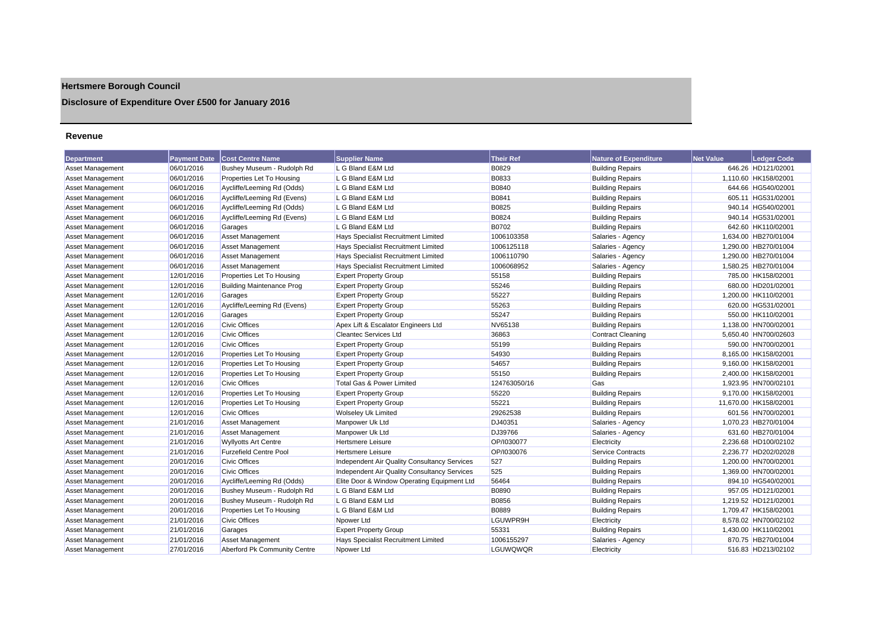# Hertsmere Borough Council

## Disclosure of Expenditure Over £500 for January 2016

### Revenue

| Department | Payment Date | Cost Centre Name | Supplier Name | Their Ref | Nature of Expenditure | Net Value | Ledger Code |
|---|---|---|---|---|---|---|---|
| Asset Management | 06/01/2016 | Bushey Museum - Rudolph Rd | L G Bland E&M Ltd | B0829 | Building Repairs | 646.26 | HD121/02001 |
| Asset Management | 06/01/2016 | Properties Let To Housing | L G Bland E&M Ltd | B0833 | Building Repairs | 1,110.60 | HK158/02001 |
| Asset Management | 06/01/2016 | Aycliffe/Leeming Rd (Odds) | L G Bland E&M Ltd | B0840 | Building Repairs | 644.66 | HG540/02001 |
| Asset Management | 06/01/2016 | Aycliffe/Leeming Rd (Evens) | L G Bland E&M Ltd | B0841 | Building Repairs | 605.11 | HG531/02001 |
| Asset Management | 06/01/2016 | Aycliffe/Leeming Rd (Odds) | L G Bland E&M Ltd | B0825 | Building Repairs | 940.14 | HG540/02001 |
| Asset Management | 06/01/2016 | Aycliffe/Leeming Rd (Evens) | L G Bland E&M Ltd | B0824 | Building Repairs | 940.14 | HG531/02001 |
| Asset Management | 06/01/2016 | Garages | L G Bland E&M Ltd | B0702 | Building Repairs | 642.60 | HK110/02001 |
| Asset Management | 06/01/2016 | Asset Management | Hays Specialist Recruitment Limited | 1006103358 | Salaries - Agency | 1,634.00 | HB270/01004 |
| Asset Management | 06/01/2016 | Asset Management | Hays Specialist Recruitment Limited | 1006125118 | Salaries - Agency | 1,290.00 | HB270/01004 |
| Asset Management | 06/01/2016 | Asset Management | Hays Specialist Recruitment Limited | 1006110790 | Salaries - Agency | 1,290.00 | HB270/01004 |
| Asset Management | 06/01/2016 | Asset Management | Hays Specialist Recruitment Limited | 1006068952 | Salaries - Agency | 1,580.25 | HB270/01004 |
| Asset Management | 12/01/2016 | Properties Let To Housing | Expert Property Group | 55158 | Building Repairs | 785.00 | HK158/02001 |
| Asset Management | 12/01/2016 | Building Maintenance Prog | Expert Property Group | 55246 | Building Repairs | 680.00 | HD201/02001 |
| Asset Management | 12/01/2016 | Garages | Expert Property Group | 55227 | Building Repairs | 1,200.00 | HK110/02001 |
| Asset Management | 12/01/2016 | Aycliffe/Leeming Rd (Evens) | Expert Property Group | 55263 | Building Repairs | 620.00 | HG531/02001 |
| Asset Management | 12/01/2016 | Garages | Expert Property Group | 55247 | Building Repairs | 550.00 | HK110/02001 |
| Asset Management | 12/01/2016 | Civic Offices | Apex Lift & Escalator Engineers Ltd | NV65138 | Building Repairs | 1,138.00 | HN700/02001 |
| Asset Management | 12/01/2016 | Civic Offices | Cleantec Services Ltd | 36863 | Contract Cleaning | 5,650.40 | HN700/02603 |
| Asset Management | 12/01/2016 | Civic Offices | Expert Property Group | 55199 | Building Repairs | 590.00 | HN700/02001 |
| Asset Management | 12/01/2016 | Properties Let To Housing | Expert Property Group | 54930 | Building Repairs | 8,165.00 | HK158/02001 |
| Asset Management | 12/01/2016 | Properties Let To Housing | Expert Property Group | 54657 | Building Repairs | 9,160.00 | HK158/02001 |
| Asset Management | 12/01/2016 | Properties Let To Housing | Expert Property Group | 55150 | Building Repairs | 2,400.00 | HK158/02001 |
| Asset Management | 12/01/2016 | Civic Offices | Total Gas & Power Limited | 124763050/16 | Gas | 1,923.95 | HN700/02101 |
| Asset Management | 12/01/2016 | Properties Let To Housing | Expert Property Group | 55220 | Building Repairs | 9,170.00 | HK158/02001 |
| Asset Management | 12/01/2016 | Properties Let To Housing | Expert Property Group | 55221 | Building Repairs | 11,670.00 | HK158/02001 |
| Asset Management | 12/01/2016 | Civic Offices | Wolseley Uk Limited | 29262538 | Building Repairs | 601.56 | HN700/02001 |
| Asset Management | 21/01/2016 | Asset Management | Manpower Uk Ltd | DJ40351 | Salaries - Agency | 1,070.23 | HB270/01004 |
| Asset Management | 21/01/2016 | Asset Management | Manpower Uk Ltd | DJ39766 | Salaries - Agency | 631.60 | HB270/01004 |
| Asset Management | 21/01/2016 | Wyllyotts Art Centre | Hertsmere Leisure | OP/I030077 | Electricity | 2,236.68 | HD100/02102 |
| Asset Management | 21/01/2016 | Furzefield Centre Pool | Hertsmere Leisure | OP/I030076 | Service Contracts | 2,236.77 | HD202/02028 |
| Asset Management | 20/01/2016 | Civic Offices | Independent Air Quality Consultancy Services | 527 | Building Repairs | 1,200.00 | HN700/02001 |
| Asset Management | 20/01/2016 | Civic Offices | Independent Air Quality Consultancy Services | 525 | Building Repairs | 1,369.00 | HN700/02001 |
| Asset Management | 20/01/2016 | Aycliffe/Leeming Rd (Odds) | Elite Door & Window Operating Equipment Ltd | 56464 | Building Repairs | 894.10 | HG540/02001 |
| Asset Management | 20/01/2016 | Bushey Museum - Rudolph Rd | L G Bland E&M Ltd | B0890 | Building Repairs | 957.05 | HD121/02001 |
| Asset Management | 20/01/2016 | Bushey Museum - Rudolph Rd | L G Bland E&M Ltd | B0856 | Building Repairs | 1,219.52 | HD121/02001 |
| Asset Management | 20/01/2016 | Properties Let To Housing | L G Bland E&M Ltd | B0889 | Building Repairs | 1,709.47 | HK158/02001 |
| Asset Management | 21/01/2016 | Civic Offices | Npower Ltd | LGUWPR9H | Electricity | 8,578.02 | HN700/02102 |
| Asset Management | 21/01/2016 | Garages | Expert Property Group | 55331 | Building Repairs | 1,430.00 | HK110/02001 |
| Asset Management | 21/01/2016 | Asset Management | Hays Specialist Recruitment Limited | 1006155297 | Salaries - Agency | 870.75 | HB270/01004 |
| Asset Management | 27/01/2016 | Aberford Pk Community Centre | Npower Ltd | LGUWQWQR | Electricity | 516.83 | HD213/02102 |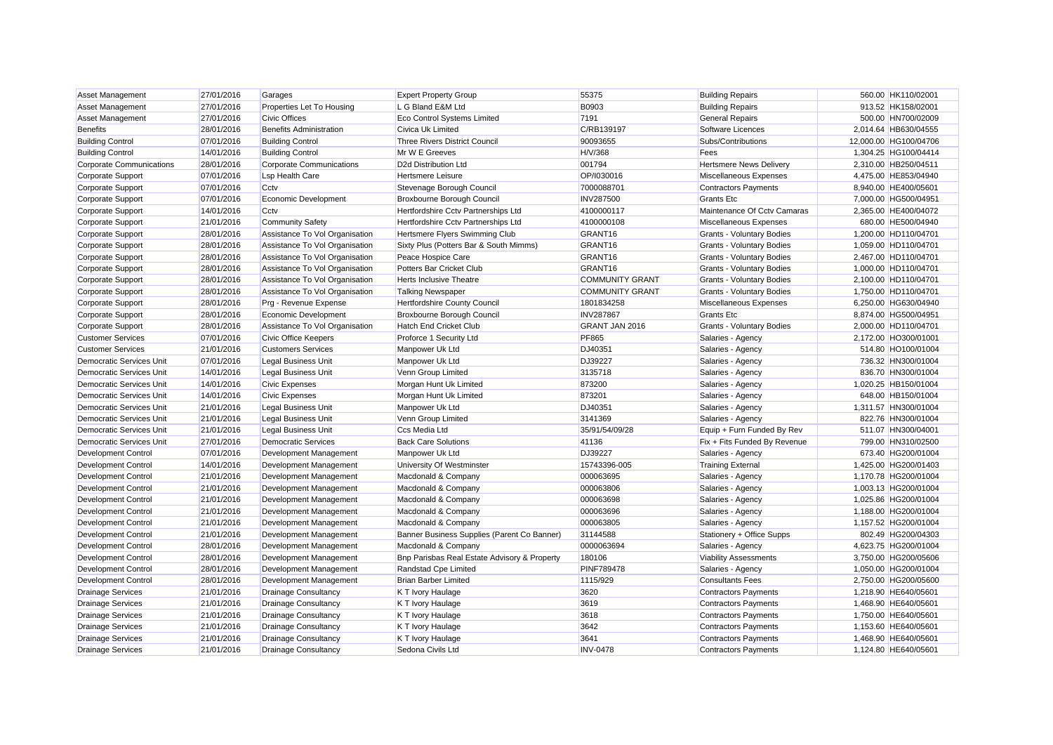| | | | | | | | |
|---|---|---|---|---|---|---|---|
| Asset Management | 27/01/2016 | Garages | Expert Property Group | 55375 | Building Repairs | 560.00 | HK110/02001 |
| Asset Management | 27/01/2016 | Properties Let To Housing | L G Bland E&M Ltd | B0903 | Building Repairs | 913.52 | HK158/02001 |
| Asset Management | 27/01/2016 | Civic Offices | Eco Control Systems Limited | 7191 | General Repairs | 500.00 | HN700/02009 |
| Benefits | 28/01/2016 | Benefits Administration | Civica Uk Limited | C/RB139197 | Software Licences | 2,014.64 | HB630/04555 |
| Building Control | 07/01/2016 | Building Control | Three Rivers District Council | 90093655 | Subs/Contributions | 12,000.00 | HG100/04706 |
| Building Control | 14/01/2016 | Building Control | Mr W E Greeves | H/V/368 | Fees | 1,304.25 | HG100/04414 |
| Corporate Communications | 28/01/2016 | Corporate Communications | D2d Distribution Ltd | 001794 | Hertsmere News Delivery | 2,310.00 | HB250/04511 |
| Corporate Support | 07/01/2016 | Lsp Health Care | Hertsmere Leisure | OP/I030016 | Miscellaneous Expenses | 4,475.00 | HE853/04940 |
| Corporate Support | 07/01/2016 | Cctv | Stevenage Borough Council | 7000088701 | Contractors Payments | 8,940.00 | HE400/05601 |
| Corporate Support | 07/01/2016 | Economic Development | Broxbourne Borough Council | INV287500 | Grants Etc | 7,000.00 | HG500/04951 |
| Corporate Support | 14/01/2016 | Cctv | Hertfordshire Cctv Partnerships Ltd | 4100000117 | Maintenance Of Cctv Camaras | 2,365.00 | HE400/04072 |
| Corporate Support | 21/01/2016 | Community Safety | Hertfordshire Cctv Partnerships Ltd | 4100000108 | Miscellaneous Expenses | 680.00 | HE500/04940 |
| Corporate Support | 28/01/2016 | Assistance To Vol Organisation | Hertsmere Flyers Swimming Club | GRANT16 | Grants - Voluntary Bodies | 1,200.00 | HD110/04701 |
| Corporate Support | 28/01/2016 | Assistance To Vol Organisation | Sixty Plus (Potters Bar & South Mimms) | GRANT16 | Grants - Voluntary Bodies | 1,059.00 | HD110/04701 |
| Corporate Support | 28/01/2016 | Assistance To Vol Organisation | Peace Hospice Care | GRANT16 | Grants - Voluntary Bodies | 2,467.00 | HD110/04701 |
| Corporate Support | 28/01/2016 | Assistance To Vol Organisation | Potters Bar Cricket Club | GRANT16 | Grants - Voluntary Bodies | 1,000.00 | HD110/04701 |
| Corporate Support | 28/01/2016 | Assistance To Vol Organisation | Herts Inclusive Theatre | COMMUNITY GRANT | Grants - Voluntary Bodies | 2,100.00 | HD110/04701 |
| Corporate Support | 28/01/2016 | Assistance To Vol Organisation | Talking Newspaper | COMMUNITY GRANT | Grants - Voluntary Bodies | 1,750.00 | HD110/04701 |
| Corporate Support | 28/01/2016 | Prg - Revenue Expense | Hertfordshire County Council | 1801834258 | Miscellaneous Expenses | 6,250.00 | HG630/04940 |
| Corporate Support | 28/01/2016 | Economic Development | Broxbourne Borough Council | INV287867 | Grants Etc | 8,874.00 | HG500/04951 |
| Corporate Support | 28/01/2016 | Assistance To Vol Organisation | Hatch End Cricket Club | GRANT JAN 2016 | Grants - Voluntary Bodies | 2,000.00 | HD110/04701 |
| Customer Services | 07/01/2016 | Civic Office Keepers | Proforce 1 Security Ltd | PF865 | Salaries - Agency | 2,172.00 | HO300/01001 |
| Customer Services | 21/01/2016 | Customers Services | Manpower Uk Ltd | DJ40351 | Salaries - Agency | 514.80 | HO100/01004 |
| Democratic Services Unit | 07/01/2016 | Legal Business Unit | Manpower Uk Ltd | DJ39227 | Salaries - Agency | 736.32 | HN300/01004 |
| Democratic Services Unit | 14/01/2016 | Legal Business Unit | Venn Group Limited | 3135718 | Salaries - Agency | 836.70 | HN300/01004 |
| Democratic Services Unit | 14/01/2016 | Civic Expenses | Morgan Hunt Uk Limited | 873200 | Salaries - Agency | 1,020.25 | HB150/01004 |
| Democratic Services Unit | 14/01/2016 | Civic Expenses | Morgan Hunt Uk Limited | 873201 | Salaries - Agency | 648.00 | HB150/01004 |
| Democratic Services Unit | 21/01/2016 | Legal Business Unit | Manpower Uk Ltd | DJ40351 | Salaries - Agency | 1,311.57 | HN300/01004 |
| Democratic Services Unit | 21/01/2016 | Legal Business Unit | Venn Group Limited | 3141369 | Salaries - Agency | 822.76 | HN300/01004 |
| Democratic Services Unit | 21/01/2016 | Legal Business Unit | Ccs Media Ltd | 35/91/54/09/28 | Equip + Furn Funded By Rev | 511.07 | HN300/04001 |
| Democratic Services Unit | 27/01/2016 | Democratic Services | Back Care Solutions | 41136 | Fix + Fits Funded By Revenue | 799.00 | HN310/02500 |
| Development Control | 07/01/2016 | Development Management | Manpower Uk Ltd | DJ39227 | Salaries - Agency | 673.40 | HG200/01004 |
| Development Control | 14/01/2016 | Development Management | University Of Westminster | 15743396-005 | Training External | 1,425.00 | HG200/01403 |
| Development Control | 21/01/2016 | Development Management | Macdonald & Company | 000063695 | Salaries - Agency | 1,170.78 | HG200/01004 |
| Development Control | 21/01/2016 | Development Management | Macdonald & Company | 000063806 | Salaries - Agency | 1,003.13 | HG200/01004 |
| Development Control | 21/01/2016 | Development Management | Macdonald & Company | 000063698 | Salaries - Agency | 1,025.86 | HG200/01004 |
| Development Control | 21/01/2016 | Development Management | Macdonald & Company | 000063696 | Salaries - Agency | 1,188.00 | HG200/01004 |
| Development Control | 21/01/2016 | Development Management | Macdonald & Company | 000063805 | Salaries - Agency | 1,157.52 | HG200/01004 |
| Development Control | 21/01/2016 | Development Management | Banner Business Supplies (Parent Co Banner) | 31144588 | Stationery + Office Supps | 802.49 | HG200/04303 |
| Development Control | 28/01/2016 | Development Management | Macdonald & Company | 0000063694 | Salaries - Agency | 4,623.75 | HG200/01004 |
| Development Control | 28/01/2016 | Development Management | Bnp Parisbas Real Estate Advisory & Property | 180106 | Viability Assessments | 3,750.00 | HG200/05606 |
| Development Control | 28/01/2016 | Development Management | Randstad Cpe Limited | PINF789478 | Salaries - Agency | 1,050.00 | HG200/01004 |
| Development Control | 28/01/2016 | Development Management | Brian Barber Limited | 1115/929 | Consultants Fees | 2,750.00 | HG200/05600 |
| Drainage Services | 21/01/2016 | Drainage Consultancy | K T Ivory Haulage | 3620 | Contractors Payments | 1,218.90 | HE640/05601 |
| Drainage Services | 21/01/2016 | Drainage Consultancy | K T Ivory Haulage | 3619 | Contractors Payments | 1,468.90 | HE640/05601 |
| Drainage Services | 21/01/2016 | Drainage Consultancy | K T Ivory Haulage | 3618 | Contractors Payments | 1,750.00 | HE640/05601 |
| Drainage Services | 21/01/2016 | Drainage Consultancy | K T Ivory Haulage | 3642 | Contractors Payments | 1,153.60 | HE640/05601 |
| Drainage Services | 21/01/2016 | Drainage Consultancy | K T Ivory Haulage | 3641 | Contractors Payments | 1,468.90 | HE640/05601 |
| Drainage Services | 21/01/2016 | Drainage Consultancy | Sedona Civils Ltd | INV-0478 | Contractors Payments | 1,124.80 | HE640/05601 |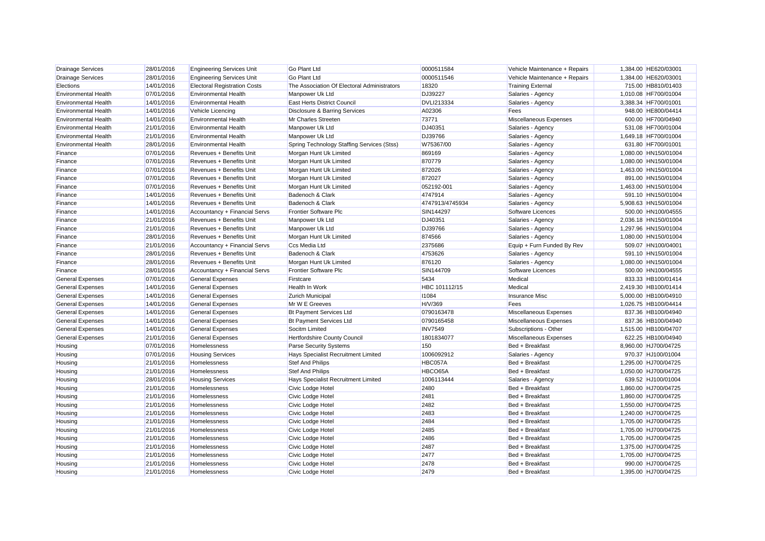| Drainage Services | 28/01/2016 | Engineering Services Unit | Go Plant Ltd | 0000511584 | Vehicle Maintenance + Repairs | 1,384.00 | HE620/03001 |
|---|---|---|---|---|---|---|---|
| Drainage Services | 28/01/2016 | Engineering Services Unit | Go Plant Ltd | 0000511546 | Vehicle Maintenance + Repairs | 1,384.00 | HE620/03001 |
| Elections | 14/01/2016 | Electoral Registration Costs | The Association Of Electoral Administrators | 18320 | Training External | 715.00 | HB810/01403 |
| Environmental Health | 07/01/2016 | Environmental Health | Manpower Uk Ltd | DJ39227 | Salaries - Agency | 1,010.08 | HF700/01004 |
| Environmental Health | 14/01/2016 | Environmental Health | East Herts District Council | DVLI213334 | Salaries - Agency | 3,388.34 | HF700/01001 |
| Environmental Health | 14/01/2016 | Vehicle Licencing | Disclosure & Barring Services | A02306 | Fees | 948.00 | HE800/04414 |
| Environmental Health | 14/01/2016 | Environmental Health | Mr Charles Streeten | 73771 | Miscellaneous Expenses | 600.00 | HF700/04940 |
| Environmental Health | 21/01/2016 | Environmental Health | Manpower Uk Ltd | DJ40351 | Salaries - Agency | 531.08 | HF700/01004 |
| Environmental Health | 21/01/2016 | Environmental Health | Manpower Uk Ltd | DJ39766 | Salaries - Agency | 1,649.18 | HF700/01004 |
| Environmental Health | 28/01/2016 | Environmental Health | Spring Technology Staffing Services (Stss) | W75367/00 | Salaries - Agency | 631.80 | HF700/01001 |
| Finance | 07/01/2016 | Revenues + Benefits Unit | Morgan Hunt Uk Limited | 869169 | Salaries - Agency | 1,080.00 | HN150/01004 |
| Finance | 07/01/2016 | Revenues + Benefits Unit | Morgan Hunt Uk Limited | 870779 | Salaries - Agency | 1,080.00 | HN150/01004 |
| Finance | 07/01/2016 | Revenues + Benefits Unit | Morgan Hunt Uk Limited | 872026 | Salaries - Agency | 1,463.00 | HN150/01004 |
| Finance | 07/01/2016 | Revenues + Benefits Unit | Morgan Hunt Uk Limited | 872027 | Salaries - Agency | 891.00 | HN150/01004 |
| Finance | 07/01/2016 | Revenues + Benefits Unit | Morgan Hunt Uk Limited | 052192-001 | Salaries - Agency | 1,463.00 | HN150/01004 |
| Finance | 14/01/2016 | Revenues + Benefits Unit | Badenoch & Clark | 4747914 | Salaries - Agency | 591.10 | HN150/01004 |
| Finance | 14/01/2016 | Revenues + Benefits Unit | Badenoch & Clark | 4747913/4745934 | Salaries - Agency | 5,908.63 | HN150/01004 |
| Finance | 14/01/2016 | Accountancy + Financial Servs | Frontier Software Plc | SIN144297 | Software Licences | 500.00 | HN100/04555 |
| Finance | 21/01/2016 | Revenues + Benefits Unit | Manpower Uk Ltd | DJ40351 | Salaries - Agency | 2,036.18 | HN150/01004 |
| Finance | 21/01/2016 | Revenues + Benefits Unit | Manpower Uk Ltd | DJ39766 | Salaries - Agency | 1,297.96 | HN150/01004 |
| Finance | 28/01/2016 | Revenues + Benefits Unit | Morgan Hunt Uk Limited | 874566 | Salaries - Agency | 1,080.00 | HN150/01004 |
| Finance | 21/01/2016 | Accountancy + Financial Servs | Ccs Media Ltd | 2375686 | Equip + Furn Funded By Rev | 509.07 | HN100/04001 |
| Finance | 28/01/2016 | Revenues + Benefits Unit | Badenoch & Clark | 4753626 | Salaries - Agency | 591.10 | HN150/01004 |
| Finance | 28/01/2016 | Revenues + Benefits Unit | Morgan Hunt Uk Limited | 876120 | Salaries - Agency | 1,080.00 | HN150/01004 |
| Finance | 28/01/2016 | Accountancy + Financial Servs | Frontier Software Plc | SIN144709 | Software Licences | 500.00 | HN100/04555 |
| General Expenses | 07/01/2016 | General Expenses | Firstcare | 5434 | Medical | 833.33 | HB100/01414 |
| General Expenses | 14/01/2016 | General Expenses | Health In Work | HBC 101112/15 | Medical | 2,419.30 | HB100/01414 |
| General Expenses | 14/01/2016 | General Expenses | Zurich Municipal | I1084 | Insurance Misc | 5,000.00 | HB100/04910 |
| General Expenses | 14/01/2016 | General Expenses | Mr W E Greeves | H/V/369 | Fees | 1,026.75 | HB100/04414 |
| General Expenses | 14/01/2016 | General Expenses | Bt Payment Services Ltd | 0790163478 | Miscellaneous Expenses | 837.36 | HB100/04940 |
| General Expenses | 14/01/2016 | General Expenses | Bt Payment Services Ltd | 0790165458 | Miscellaneous Expenses | 837.36 | HB100/04940 |
| General Expenses | 14/01/2016 | General Expenses | Socitm Limited | INV7549 | Subscriptions - Other | 1,515.00 | HB100/04707 |
| General Expenses | 21/01/2016 | General Expenses | Hertfordshire County Council | 1801834077 | Miscellaneous Expenses | 622.25 | HB100/04940 |
| Housing | 07/01/2016 | Homelessness | Parse Security Systems | 150 | Bed + Breakfast | 8,960.00 | HJ700/04725 |
| Housing | 07/01/2016 | Housing Services | Hays Specialist Recruitment Limited | 1006092912 | Salaries - Agency | 970.37 | HJ100/01004 |
| Housing | 21/01/2016 | Homelessness | Stef And Philips | HBC057A | Bed + Breakfast | 1,295.00 | HJ700/04725 |
| Housing | 21/01/2016 | Homelessness | Stef And Philips | HBCO65A | Bed + Breakfast | 1,050.00 | HJ700/04725 |
| Housing | 28/01/2016 | Housing Services | Hays Specialist Recruitment Limited | 1006113444 | Salaries - Agency | 639.52 | HJ100/01004 |
| Housing | 21/01/2016 | Homelessness | Civic Lodge Hotel | 2480 | Bed + Breakfast | 1,860.00 | HJ700/04725 |
| Housing | 21/01/2016 | Homelessness | Civic Lodge Hotel | 2481 | Bed + Breakfast | 1,860.00 | HJ700/04725 |
| Housing | 21/01/2016 | Homelessness | Civic Lodge Hotel | 2482 | Bed + Breakfast | 1,550.00 | HJ700/04725 |
| Housing | 21/01/2016 | Homelessness | Civic Lodge Hotel | 2483 | Bed + Breakfast | 1,240.00 | HJ700/04725 |
| Housing | 21/01/2016 | Homelessness | Civic Lodge Hotel | 2484 | Bed + Breakfast | 1,705.00 | HJ700/04725 |
| Housing | 21/01/2016 | Homelessness | Civic Lodge Hotel | 2485 | Bed + Breakfast | 1,705.00 | HJ700/04725 |
| Housing | 21/01/2016 | Homelessness | Civic Lodge Hotel | 2486 | Bed + Breakfast | 1,705.00 | HJ700/04725 |
| Housing | 21/01/2016 | Homelessness | Civic Lodge Hotel | 2487 | Bed + Breakfast | 1,375.00 | HJ700/04725 |
| Housing | 21/01/2016 | Homelessness | Civic Lodge Hotel | 2477 | Bed + Breakfast | 1,705.00 | HJ700/04725 |
| Housing | 21/01/2016 | Homelessness | Civic Lodge Hotel | 2478 | Bed + Breakfast | 990.00 | HJ700/04725 |
| Housing | 21/01/2016 | Homelessness | Civic Lodge Hotel | 2479 | Bed + Breakfast | 1,395.00 | HJ700/04725 |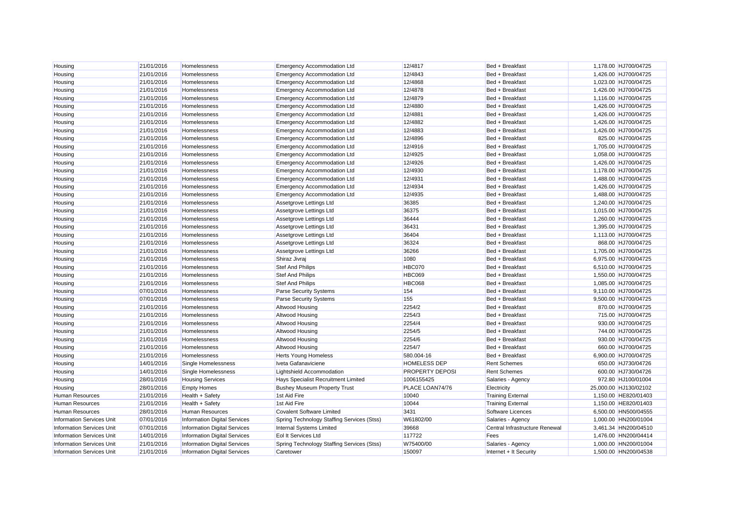| | | | | | | | |
|---|---|---|---|---|---|---|---|
| Housing | 21/01/2016 | Homelessness | Emergency Accommodation Ltd | 12/4817 | Bed + Breakfast | 1,178.00 | HJ700/04725 |
| Housing | 21/01/2016 | Homelessness | Emergency Accommodation Ltd | 12/4843 | Bed + Breakfast | 1,426.00 | HJ700/04725 |
| Housing | 21/01/2016 | Homelessness | Emergency Accommodation Ltd | 12/4868 | Bed + Breakfast | 1,023.00 | HJ700/04725 |
| Housing | 21/01/2016 | Homelessness | Emergency Accommodation Ltd | 12/4878 | Bed + Breakfast | 1,426.00 | HJ700/04725 |
| Housing | 21/01/2016 | Homelessness | Emergency Accommodation Ltd | 12/4879 | Bed + Breakfast | 1,116.00 | HJ700/04725 |
| Housing | 21/01/2016 | Homelessness | Emergency Accommodation Ltd | 12/4880 | Bed + Breakfast | 1,426.00 | HJ700/04725 |
| Housing | 21/01/2016 | Homelessness | Emergency Accommodation Ltd | 12/4881 | Bed + Breakfast | 1,426.00 | HJ700/04725 |
| Housing | 21/01/2016 | Homelessness | Emergency Accommodation Ltd | 12/4882 | Bed + Breakfast | 1,426.00 | HJ700/04725 |
| Housing | 21/01/2016 | Homelessness | Emergency Accommodation Ltd | 12/4883 | Bed + Breakfast | 1,426.00 | HJ700/04725 |
| Housing | 21/01/2016 | Homelessness | Emergency Accommodation Ltd | 12/4896 | Bed + Breakfast | 825.00 | HJ700/04725 |
| Housing | 21/01/2016 | Homelessness | Emergency Accommodation Ltd | 12/4916 | Bed + Breakfast | 1,705.00 | HJ700/04725 |
| Housing | 21/01/2016 | Homelessness | Emergency Accommodation Ltd | 12/4925 | Bed + Breakfast | 1,058.00 | HJ700/04725 |
| Housing | 21/01/2016 | Homelessness | Emergency Accommodation Ltd | 12/4926 | Bed + Breakfast | 1,426.00 | HJ700/04725 |
| Housing | 21/01/2016 | Homelessness | Emergency Accommodation Ltd | 12/4930 | Bed + Breakfast | 1,178.00 | HJ700/04725 |
| Housing | 21/01/2016 | Homelessness | Emergency Accommodation Ltd | 12/4931 | Bed + Breakfast | 1,488.00 | HJ700/04725 |
| Housing | 21/01/2016 | Homelessness | Emergency Accommodation Ltd | 12/4934 | Bed + Breakfast | 1,426.00 | HJ700/04725 |
| Housing | 21/01/2016 | Homelessness | Emergency Accommodation Ltd | 12/4935 | Bed + Breakfast | 1,488.00 | HJ700/04725 |
| Housing | 21/01/2016 | Homelessness | Assetgrove Lettings Ltd | 36385 | Bed + Breakfast | 1,240.00 | HJ700/04725 |
| Housing | 21/01/2016 | Homelessness | Assetgrove Lettings Ltd | 36375 | Bed + Breakfast | 1,015.00 | HJ700/04725 |
| Housing | 21/01/2016 | Homelessness | Assetgrove Lettings Ltd | 36444 | Bed + Breakfast | 1,260.00 | HJ700/04725 |
| Housing | 21/01/2016 | Homelessness | Assetgrove Lettings Ltd | 36431 | Bed + Breakfast | 1,395.00 | HJ700/04725 |
| Housing | 21/01/2016 | Homelessness | Assetgrove Lettings Ltd | 36404 | Bed + Breakfast | 1,113.00 | HJ700/04725 |
| Housing | 21/01/2016 | Homelessness | Assetgrove Lettings Ltd | 36324 | Bed + Breakfast | 868.00 | HJ700/04725 |
| Housing | 21/01/2016 | Homelessness | Assetgrove Lettings Ltd | 36266 | Bed + Breakfast | 1,705.00 | HJ700/04725 |
| Housing | 21/01/2016 | Homelessness | Shiraz Jivraj | 1080 | Bed + Breakfast | 6,975.00 | HJ700/04725 |
| Housing | 21/01/2016 | Homelessness | Stef And Philips | HBC070 | Bed + Breakfast | 6,510.00 | HJ700/04725 |
| Housing | 21/01/2016 | Homelessness | Stef And Philips | HBC069 | Bed + Breakfast | 1,550.00 | HJ700/04725 |
| Housing | 21/01/2016 | Homelessness | Stef And Philips | HBC068 | Bed + Breakfast | 1,085.00 | HJ700/04725 |
| Housing | 07/01/2016 | Homelessness | Parse Security Systems | 154 | Bed + Breakfast | 9,110.00 | HJ700/04725 |
| Housing | 07/01/2016 | Homelessness | Parse Security Systems | 155 | Bed + Breakfast | 9,500.00 | HJ700/04725 |
| Housing | 21/01/2016 | Homelessness | Altwood Housing | 2254/2 | Bed + Breakfast | 870.00 | HJ700/04725 |
| Housing | 21/01/2016 | Homelessness | Altwood Housing | 2254/3 | Bed + Breakfast | 715.00 | HJ700/04725 |
| Housing | 21/01/2016 | Homelessness | Altwood Housing | 2254/4 | Bed + Breakfast | 930.00 | HJ700/04725 |
| Housing | 21/01/2016 | Homelessness | Altwood Housing | 2254/5 | Bed + Breakfast | 744.00 | HJ700/04725 |
| Housing | 21/01/2016 | Homelessness | Altwood Housing | 2254/6 | Bed + Breakfast | 930.00 | HJ700/04725 |
| Housing | 21/01/2016 | Homelessness | Altwood Housing | 2254/7 | Bed + Breakfast | 660.00 | HJ700/04725 |
| Housing | 21/01/2016 | Homelessness | Herts Young Homeless | 580.004-16 | Bed + Breakfast | 6,900.00 | HJ700/04725 |
| Housing | 14/01/2016 | Single Homelessness | Iveta Gafanaviciene | HOMELESS DEP | Rent Schemes | 650.00 | HJ730/04726 |
| Housing | 14/01/2016 | Single Homelessness | Lightshield Accommodation | PROPERTY DEPOSI | Rent Schemes | 600.00 | HJ730/04726 |
| Housing | 28/01/2016 | Housing Services | Hays Specialist Recruitment Limited | 1006155425 | Salaries - Agency | 972.80 | HJ100/01004 |
| Housing | 28/01/2016 | Empty Homes | Bushey Museum Property Trust | PLACE LOAN74/76 | Electricity | 25,000.00 | HJ130/02102 |
| Human Resources | 21/01/2016 | Health + Safety | 1st Aid Fire | 10040 | Training External | 1,150.00 | HE820/01403 |
| Human Resources | 21/01/2016 | Health + Safety | 1st Aid Fire | 10044 | Training External | 1,150.00 | HE820/01403 |
| Human Resources | 28/01/2016 | Human Resources | Covalent Software Limited | 3431 | Software Licences | 6,500.00 | HN500/04555 |
| Information Services Unit | 07/01/2016 | Information Digital Services | Spring Technology Staffing Services (Stss) | W61802/00 | Salaries - Agency | 1,000.00 | HN200/01004 |
| Information Services Unit | 07/01/2016 | Information Digital Services | Internal Systems Limited | 39668 | Central Infrastructure Renewal | 3,461.34 | HN200/04510 |
| Information Services Unit | 14/01/2016 | Information Digital Services | Eol It Services Ltd | 117722 | Fees | 1,476.00 | HN200/04414 |
| Information Services Unit | 21/01/2016 | Information Digital Services | Spring Technology Staffing Services (Stss) | W75400/00 | Salaries - Agency | 1,000.00 | HN200/01004 |
| Information Services Unit | 21/01/2016 | Information Digital Services | Caretower | 150097 | Internet + It Security | 1,500.00 | HN200/04538 |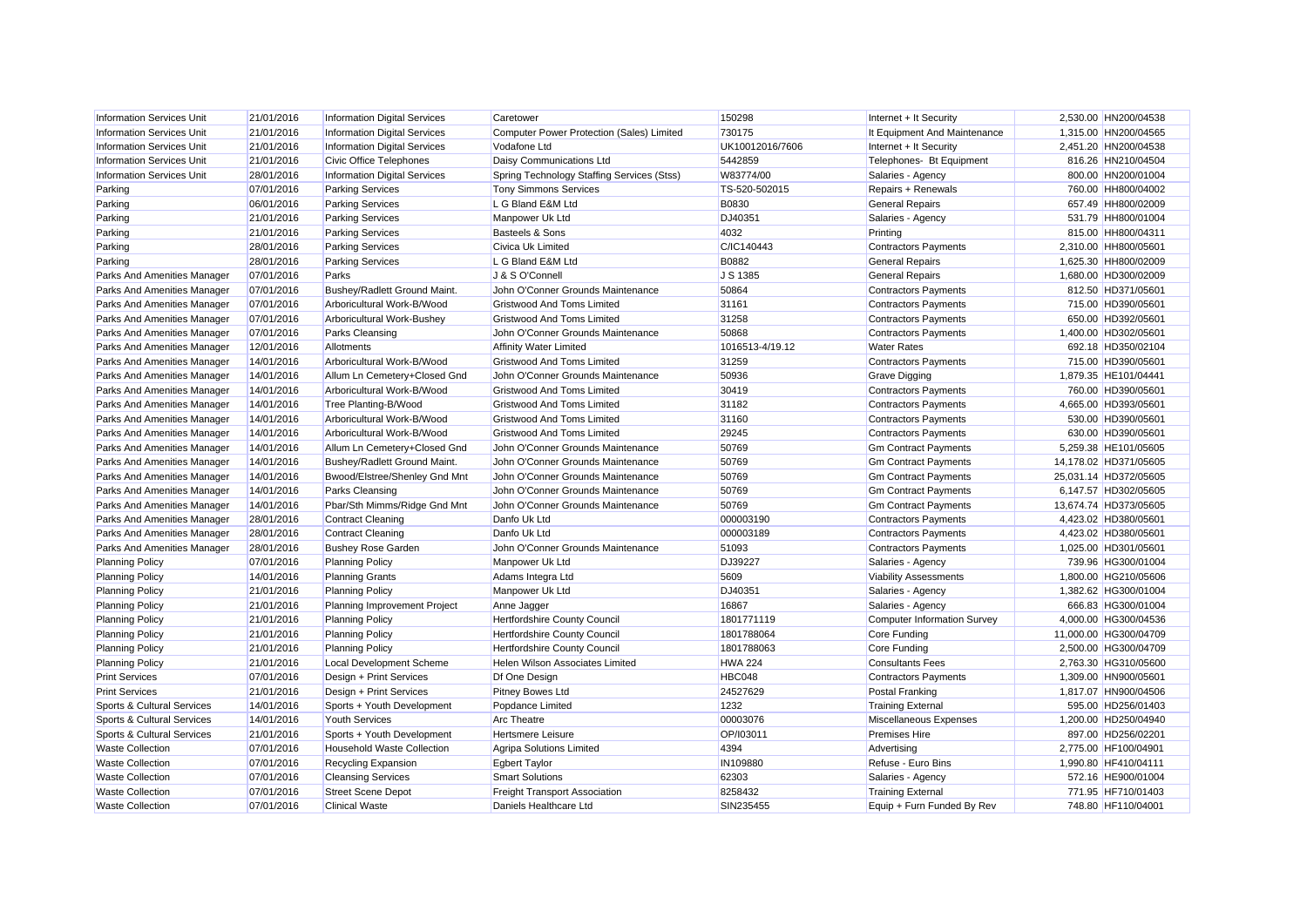| Information Services Unit | 21/01/2016 | Information Digital Services | Caretower | 150298 | Internet + It Security | 2,530.00 | HN200/04538 |
|---|---|---|---|---|---|---|---|
| Information Services Unit | 21/01/2016 | Information Digital Services | Computer Power Protection (Sales) Limited | 730175 | It Equipment And Maintenance | 1,315.00 | HN200/04565 |
| Information Services Unit | 21/01/2016 | Information Digital Services | Vodafone Ltd | UK10012016/7606 | Internet + It Security | 2,451.20 | HN200/04538 |
| Information Services Unit | 21/01/2016 | Civic Office Telephones | Daisy Communications Ltd | 5442859 | Telephones- Bt Equipment | 816.26 | HN210/04504 |
| Information Services Unit | 28/01/2016 | Information Digital Services | Spring Technology Staffing Services (Stss) | W83774/00 | Salaries - Agency | 800.00 | HN200/01004 |
| Parking | 07/01/2016 | Parking Services | Tony Simmons Services | TS-520-502015 | Repairs + Renewals | 760.00 | HH800/04002 |
| Parking | 06/01/2016 | Parking Services | L G Bland E&M Ltd | B0830 | General Repairs | 657.49 | HH800/02009 |
| Parking | 21/01/2016 | Parking Services | Manpower Uk Ltd | DJ40351 | Salaries - Agency | 531.79 | HH800/01004 |
| Parking | 21/01/2016 | Parking Services | Basteels & Sons | 4032 | Printing | 815.00 | HH800/04311 |
| Parking | 28/01/2016 | Parking Services | Civica Uk Limited | C/IC140443 | Contractors Payments | 2,310.00 | HH800/05601 |
| Parking | 28/01/2016 | Parking Services | L G Bland E&M Ltd | B0882 | General Repairs | 1,625.30 | HH800/02009 |
| Parks And Amenities Manager | 07/01/2016 | Parks | J & S O'Connell | J S 1385 | General Repairs | 1,680.00 | HD300/02009 |
| Parks And Amenities Manager | 07/01/2016 | Bushey/Radlett Ground Maint. | John O'Conner Grounds Maintenance | 50864 | Contractors Payments | 812.50 | HD371/05601 |
| Parks And Amenities Manager | 07/01/2016 | Arboricultural Work-B/Wood | Gristwood And Toms Limited | 31161 | Contractors Payments | 715.00 | HD390/05601 |
| Parks And Amenities Manager | 07/01/2016 | Arboricultural Work-Bushey | Gristwood And Toms Limited | 31258 | Contractors Payments | 650.00 | HD392/05601 |
| Parks And Amenities Manager | 07/01/2016 | Parks Cleansing | John O'Conner Grounds Maintenance | 50868 | Contractors Payments | 1,400.00 | HD302/05601 |
| Parks And Amenities Manager | 12/01/2016 | Allotments | Affinity Water Limited | 1016513-4/19.12 | Water Rates | 692.18 | HD350/02104 |
| Parks And Amenities Manager | 14/01/2016 | Arboricultural Work-B/Wood | Gristwood And Toms Limited | 31259 | Contractors Payments | 715.00 | HD390/05601 |
| Parks And Amenities Manager | 14/01/2016 | Allum Ln Cemetery+Closed Gnd | John O'Conner Grounds Maintenance | 50936 | Grave Digging | 1,879.35 | HE101/04441 |
| Parks And Amenities Manager | 14/01/2016 | Arboricultural Work-B/Wood | Gristwood And Toms Limited | 30419 | Contractors Payments | 760.00 | HD390/05601 |
| Parks And Amenities Manager | 14/01/2016 | Tree Planting-B/Wood | Gristwood And Toms Limited | 31182 | Contractors Payments | 4,665.00 | HD393/05601 |
| Parks And Amenities Manager | 14/01/2016 | Arboricultural Work-B/Wood | Gristwood And Toms Limited | 31160 | Contractors Payments | 530.00 | HD390/05601 |
| Parks And Amenities Manager | 14/01/2016 | Arboricultural Work-B/Wood | Gristwood And Toms Limited | 29245 | Contractors Payments | 630.00 | HD390/05601 |
| Parks And Amenities Manager | 14/01/2016 | Allum Ln Cemetery+Closed Gnd | John O'Conner Grounds Maintenance | 50769 | Gm Contract Payments | 5,259.38 | HE101/05605 |
| Parks And Amenities Manager | 14/01/2016 | Bushey/Radlett Ground Maint. | John O'Conner Grounds Maintenance | 50769 | Gm Contract Payments | 14,178.02 | HD371/05605 |
| Parks And Amenities Manager | 14/01/2016 | Bwood/Elstree/Shenley Gnd Mnt | John O'Conner Grounds Maintenance | 50769 | Gm Contract Payments | 25,031.14 | HD372/05605 |
| Parks And Amenities Manager | 14/01/2016 | Parks Cleansing | John O'Conner Grounds Maintenance | 50769 | Gm Contract Payments | 6,147.57 | HD302/05605 |
| Parks And Amenities Manager | 14/01/2016 | Pbar/Sth Mimms/Ridge Gnd Mnt | John O'Conner Grounds Maintenance | 50769 | Gm Contract Payments | 13,674.74 | HD373/05605 |
| Parks And Amenities Manager | 28/01/2016 | Contract Cleaning | Danfo Uk Ltd | 000003190 | Contractors Payments | 4,423.02 | HD380/05601 |
| Parks And Amenities Manager | 28/01/2016 | Contract Cleaning | Danfo Uk Ltd | 000003189 | Contractors Payments | 4,423.02 | HD380/05601 |
| Parks And Amenities Manager | 28/01/2016 | Bushey Rose Garden | John O'Conner Grounds Maintenance | 51093 | Contractors Payments | 1,025.00 | HD301/05601 |
| Planning Policy | 07/01/2016 | Planning Policy | Manpower Uk Ltd | DJ39227 | Salaries - Agency | 739.96 | HG300/01004 |
| Planning Policy | 14/01/2016 | Planning Grants | Adams Integra Ltd | 5609 | Viability Assessments | 1,800.00 | HG210/05606 |
| Planning Policy | 21/01/2016 | Planning Policy | Manpower Uk Ltd | DJ40351 | Salaries - Agency | 1,382.62 | HG300/01004 |
| Planning Policy | 21/01/2016 | Planning Improvement Project | Anne Jagger | 16867 | Salaries - Agency | 666.83 | HG300/01004 |
| Planning Policy | 21/01/2016 | Planning Policy | Hertfordshire County Council | 1801771119 | Computer Information Survey | 4,000.00 | HG300/04536 |
| Planning Policy | 21/01/2016 | Planning Policy | Hertfordshire County Council | 1801788064 | Core Funding | 11,000.00 | HG300/04709 |
| Planning Policy | 21/01/2016 | Planning Policy | Hertfordshire County Council | 1801788063 | Core Funding | 2,500.00 | HG300/04709 |
| Planning Policy | 21/01/2016 | Local Development Scheme | Helen Wilson Associates Limited | HWA 224 | Consultants Fees | 2,763.30 | HG310/05600 |
| Print Services | 07/01/2016 | Design + Print Services | Df One Design | HBC048 | Contractors Payments | 1,309.00 | HN900/05601 |
| Print Services | 21/01/2016 | Design + Print Services | Pitney Bowes Ltd | 24527629 | Postal Franking | 1,817.07 | HN900/04506 |
| Sports & Cultural Services | 14/01/2016 | Sports + Youth Development | Popdance Limited | 1232 | Training External | 595.00 | HD256/01403 |
| Sports & Cultural Services | 14/01/2016 | Youth Services | Arc Theatre | 00003076 | Miscellaneous Expenses | 1,200.00 | HD250/04940 |
| Sports & Cultural Services | 21/01/2016 | Sports + Youth Development | Hertsmere Leisure | OP/I03011 | Premises Hire | 897.00 | HD256/02201 |
| Waste Collection | 07/01/2016 | Household Waste Collection | Agripa Solutions Limited | 4394 | Advertising | 2,775.00 | HF100/04901 |
| Waste Collection | 07/01/2016 | Recycling Expansion | Egbert Taylor | IN109880 | Refuse - Euro Bins | 1,990.80 | HF410/04111 |
| Waste Collection | 07/01/2016 | Cleansing Services | Smart Solutions | 62303 | Salaries - Agency | 572.16 | HE900/01004 |
| Waste Collection | 07/01/2016 | Street Scene Depot | Freight Transport Association | 8258432 | Training External | 771.95 | HF710/01403 |
| Waste Collection | 07/01/2016 | Clinical Waste | Daniels Healthcare Ltd | SIN235455 | Equip + Furn Funded By Rev | 748.80 | HF110/04001 |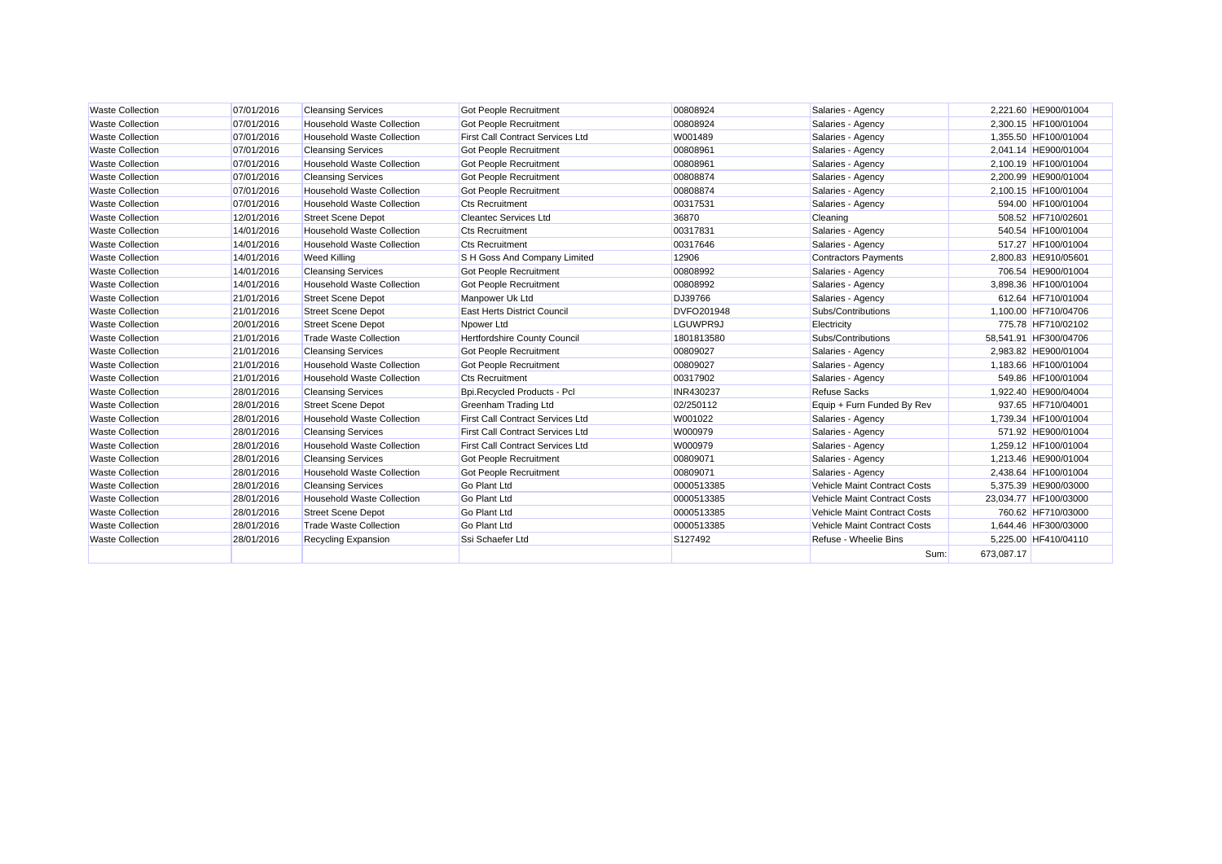| | | | | | | | |
|---|---|---|---|---|---|---|---|
| Waste Collection | 07/01/2016 | Cleansing Services | Got People Recruitment | 00808924 | Salaries - Agency | 2,221.60 | HE900/01004 |
| Waste Collection | 07/01/2016 | Household Waste Collection | Got People Recruitment | 00808924 | Salaries - Agency | 2,300.15 | HF100/01004 |
| Waste Collection | 07/01/2016 | Household Waste Collection | First Call Contract Services Ltd | W001489 | Salaries - Agency | 1,355.50 | HF100/01004 |
| Waste Collection | 07/01/2016 | Cleansing Services | Got People Recruitment | 00808961 | Salaries - Agency | 2,041.14 | HE900/01004 |
| Waste Collection | 07/01/2016 | Household Waste Collection | Got People Recruitment | 00808961 | Salaries - Agency | 2,100.19 | HF100/01004 |
| Waste Collection | 07/01/2016 | Cleansing Services | Got People Recruitment | 00808874 | Salaries - Agency | 2,200.99 | HE900/01004 |
| Waste Collection | 07/01/2016 | Household Waste Collection | Got People Recruitment | 00808874 | Salaries - Agency | 2,100.15 | HF100/01004 |
| Waste Collection | 07/01/2016 | Household Waste Collection | Cts Recruitment | 00317531 | Salaries - Agency | 594.00 | HF100/01004 |
| Waste Collection | 12/01/2016 | Street Scene Depot | Cleantec Services Ltd | 36870 | Cleaning | 508.52 | HF710/02601 |
| Waste Collection | 14/01/2016 | Household Waste Collection | Cts Recruitment | 00317831 | Salaries - Agency | 540.54 | HF100/01004 |
| Waste Collection | 14/01/2016 | Household Waste Collection | Cts Recruitment | 00317646 | Salaries - Agency | 517.27 | HF100/01004 |
| Waste Collection | 14/01/2016 | Weed Killing | S H Goss And Company Limited | 12906 | Contractors Payments | 2,800.83 | HE910/05601 |
| Waste Collection | 14/01/2016 | Cleansing Services | Got People Recruitment | 00808992 | Salaries - Agency | 706.54 | HE900/01004 |
| Waste Collection | 14/01/2016 | Household Waste Collection | Got People Recruitment | 00808992 | Salaries - Agency | 3,898.36 | HF100/01004 |
| Waste Collection | 21/01/2016 | Street Scene Depot | Manpower Uk Ltd | DJ39766 | Salaries - Agency | 612.64 | HF710/01004 |
| Waste Collection | 21/01/2016 | Street Scene Depot | East Herts District Council | DVFO201948 | Subs/Contributions | 1,100.00 | HF710/04706 |
| Waste Collection | 20/01/2016 | Street Scene Depot | Npower Ltd | LGUWPR9J | Electricity | 775.78 | HF710/02102 |
| Waste Collection | 21/01/2016 | Trade Waste Collection | Hertfordshire County Council | 1801813580 | Subs/Contributions | 58,541.91 | HF300/04706 |
| Waste Collection | 21/01/2016 | Cleansing Services | Got People Recruitment | 00809027 | Salaries - Agency | 2,983.82 | HE900/01004 |
| Waste Collection | 21/01/2016 | Household Waste Collection | Got People Recruitment | 00809027 | Salaries - Agency | 1,183.66 | HF100/01004 |
| Waste Collection | 21/01/2016 | Household Waste Collection | Cts Recruitment | 00317902 | Salaries - Agency | 549.86 | HF100/01004 |
| Waste Collection | 28/01/2016 | Cleansing Services | Bpi.Recycled Products - Pcl | INR430237 | Refuse Sacks | 1,922.40 | HE900/04004 |
| Waste Collection | 28/01/2016 | Street Scene Depot | Greenham Trading Ltd | 02/250112 | Equip + Furn Funded By Rev | 937.65 | HF710/04001 |
| Waste Collection | 28/01/2016 | Household Waste Collection | First Call Contract Services Ltd | W001022 | Salaries - Agency | 1,739.34 | HF100/01004 |
| Waste Collection | 28/01/2016 | Cleansing Services | First Call Contract Services Ltd | W000979 | Salaries - Agency | 571.92 | HE900/01004 |
| Waste Collection | 28/01/2016 | Household Waste Collection | First Call Contract Services Ltd | W000979 | Salaries - Agency | 1,259.12 | HF100/01004 |
| Waste Collection | 28/01/2016 | Cleansing Services | Got People Recruitment | 00809071 | Salaries - Agency | 1,213.46 | HE900/01004 |
| Waste Collection | 28/01/2016 | Household Waste Collection | Got People Recruitment | 00809071 | Salaries - Agency | 2,438.64 | HF100/01004 |
| Waste Collection | 28/01/2016 | Cleansing Services | Go Plant Ltd | 0000513385 | Vehicle Maint Contract Costs | 5,375.39 | HE900/03000 |
| Waste Collection | 28/01/2016 | Household Waste Collection | Go Plant Ltd | 0000513385 | Vehicle Maint Contract Costs | 23,034.77 | HF100/03000 |
| Waste Collection | 28/01/2016 | Street Scene Depot | Go Plant Ltd | 0000513385 | Vehicle Maint Contract Costs | 760.62 | HF710/03000 |
| Waste Collection | 28/01/2016 | Trade Waste Collection | Go Plant Ltd | 0000513385 | Vehicle Maint Contract Costs | 1,644.46 | HF300/03000 |
| Waste Collection | 28/01/2016 | Recycling Expansion | Ssi Schaefer Ltd | S127492 | Refuse - Wheelie Bins | 5,225.00 | HF410/04110 |
| | | | | | Sum: | 673,087.17 | |